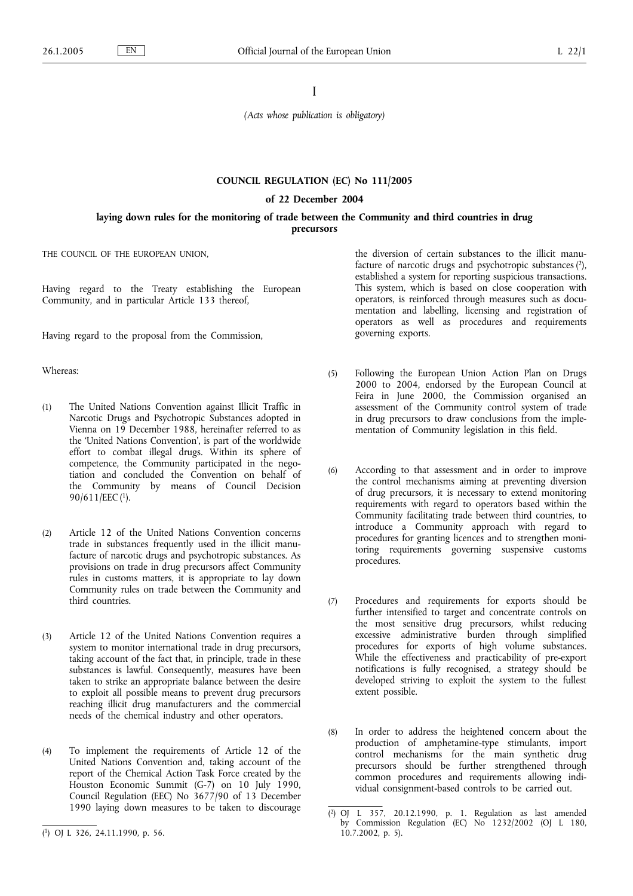I

*(Acts whose publication is obligatory)*

## COUNCIL REGULATION (EC) No 111/2005

### of 22 December 2004

### laying down rules for the monitoring of trade between the Community and third countries in drug precursors

THE COUNCIL OF THE EUROPEAN UNION,

Having regard to the Treaty establishing the European Community, and in particular Article 133 thereof,

Having regard to the proposal from the Commission,

Whereas:

(1) The United Nations Convention against Illicit Traffic in Narcotic Drugs and Psychotropic Substances adopted in Vienna on 19 December 1988, hereinafter referred to as the 'United Nations Convention', is part of the worldwide effort to combat illegal drugs. Within its sphere of competence, the Community participated in the negotiation and concluded the Convention on behalf of the Community by means of Council Decision 90/611/EEC [1].

(2) Article 12 of the United Nations Convention concerns trade in substances frequently used in the illicit manufacture of narcotic drugs and psychotropic substances. As provisions on trade in drug precursors affect Community rules in customs matters, it is appropriate to lay down Community rules on trade between the Community and third countries.

(3) Article 12 of the United Nations Convention requires a system to monitor international trade in drug precursors, taking account of the fact that, in principle, trade in these substances is lawful. Consequently, measures have been taken to strike an appropriate balance between the desire to exploit all possible means to prevent drug precursors reaching illicit drug manufacturers and the commercial needs of the chemical industry and other operators.

(4) To implement the requirements of Article 12 of the United Nations Convention and, taking account of the report of the Chemical Action Task Force created by the Houston Economic Summit (G-7) on 10 July 1990, Council Regulation (EEC) No 3677/90 of 13 December 1990 laying down measures to be taken to discourage the diversion of certain substances to the illicit manufacture of narcotic drugs and psychotropic substances [2], established a system for reporting suspicious transactions. This system, which is based on close cooperation with operators, is reinforced through measures such as documentation and labelling, licensing and registration of operators as well as procedures and requirements governing exports.

(5) Following the European Union Action Plan on Drugs 2000 to 2004, endorsed by the European Council at Feira in June 2000, the Commission organised an assessment of the Community control system of trade in drug precursors to draw conclusions from the implementation of Community legislation in this field.

(6) According to that assessment and in order to improve the control mechanisms aiming at preventing diversion of drug precursors, it is necessary to extend monitoring requirements with regard to operators based within the Community facilitating trade between third countries, to introduce a Community approach with regard to procedures for granting licences and to strengthen monitoring requirements governing suspensive customs procedures.

(7) Procedures and requirements for exports should be further intensified to target and concentrate controls on the most sensitive drug precursors, whilst reducing excessive administrative burden through simplified procedures for exports of high volume substances. While the effectiveness and practicability of pre-export notifications is fully recognised, a strategy should be developed striving to exploit the system to the fullest extent possible.

(8) In order to address the heightened concern about the production of amphetamine-type stimulants, import control mechanisms for the main synthetic drug precursors should be further strengthened through common procedures and requirements allowing individual consignment-based controls to be carried out.

---

[1] OJ L 326, 24.11.1990, p. 56.

[2] OJ L 357, 20.12.1990, p. 1. Regulation as last amended by Commission Regulation (EC) No 1232/2002 (OJ L 180, 10.7.2002, p. 5).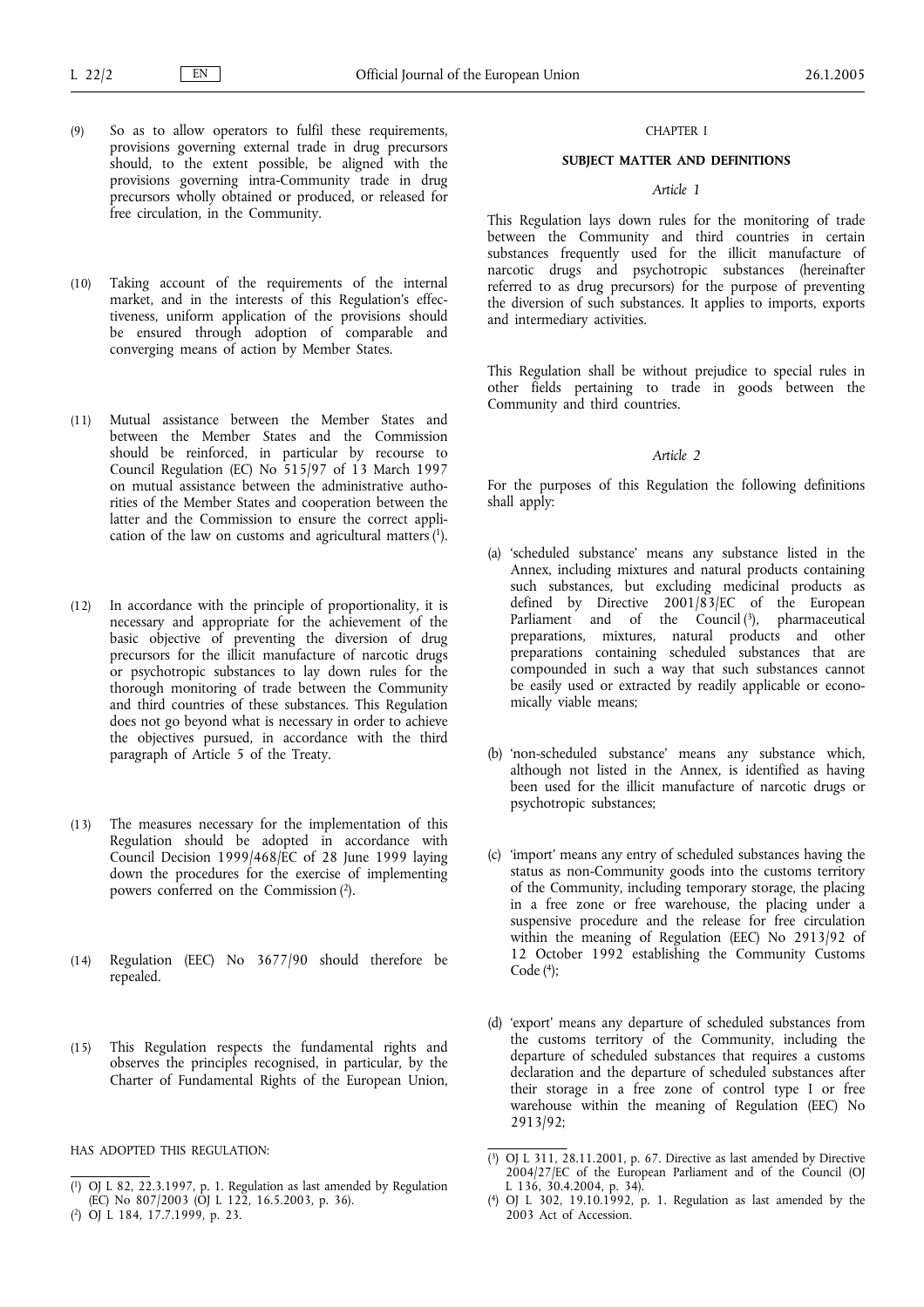(9) So as to allow operators to fulfil these requirements, provisions governing external trade in drug precursors should, to the extent possible, be aligned with the provisions governing intra-Community trade in drug precursors wholly obtained or produced, or released for free circulation, in the Community.

(10) Taking account of the requirements of the internal market, and in the interests of this Regulation's effectiveness, uniform application of the provisions should be ensured through adoption of comparable and converging means of action by Member States.

(11) Mutual assistance between the Member States and between the Member States and the Commission should be reinforced, in particular by recourse to Council Regulation (EC) No 515/97 of 13 March 1997 on mutual assistance between the administrative authorities of the Member States and cooperation between the latter and the Commission to ensure the correct application of the law on customs and agricultural matters [1].

(12) In accordance with the principle of proportionality, it is necessary and appropriate for the achievement of the basic objective of preventing the diversion of drug precursors for the illicit manufacture of narcotic drugs or psychotropic substances to lay down rules for the thorough monitoring of trade between the Community and third countries of these substances. This Regulation does not go beyond what is necessary in order to achieve the objectives pursued, in accordance with the third paragraph of Article 5 of the Treaty.

(13) The measures necessary for the implementation of this Regulation should be adopted in accordance with Council Decision 1999/468/EC of 28 June 1999 laying down the procedures for the exercise of implementing powers conferred on the Commission [2].

(14) Regulation (EEC) No 3677/90 should therefore be repealed.

(15) This Regulation respects the fundamental rights and observes the principles recognised, in particular, by the Charter of Fundamental Rights of the European Union,

HAS ADOPTED THIS REGULATION:

[1] OJ L 82, 22.3.1997, p. 1. Regulation as last amended by Regulation (EC) No 807/2003 (OJ L 122, 16.5.2003, p. 36).

[2] OJ L 184, 17.7.1999, p. 23.

## CHAPTER I

## SUBJECT MATTER AND DEFINITIONS

### *Article 1*

This Regulation lays down rules for the monitoring of trade between the Community and third countries in certain substances frequently used for the illicit manufacture of narcotic drugs and psychotropic substances (hereinafter referred to as drug precursors) for the purpose of preventing the diversion of such substances. It applies to imports, exports and intermediary activities.

This Regulation shall be without prejudice to special rules in other fields pertaining to trade in goods between the Community and third countries.

### *Article 2*

For the purposes of this Regulation the following definitions shall apply:

(a) 'scheduled substance' means any substance listed in the Annex, including mixtures and natural products containing such substances, but excluding medicinal products as defined by Directive 2001/83/EC of the European Parliament and of the Council [3], pharmaceutical preparations, mixtures, natural products and other preparations containing scheduled substances that are compounded in such a way that such substances cannot be easily used or extracted by readily applicable or economically viable means;

(b) 'non-scheduled substance' means any substance which, although not listed in the Annex, is identified as having been used for the illicit manufacture of narcotic drugs or psychotropic substances;

(c) 'import' means any entry of scheduled substances having the status as non-Community goods into the customs territory of the Community, including temporary storage, the placing in a free zone or free warehouse, the placing under a suspensive procedure and the release for free circulation within the meaning of Regulation (EEC) No 2913/92 of 12 October 1992 establishing the Community Customs Code [4];

(d) 'export' means any departure of scheduled substances from the customs territory of the Community, including the departure of scheduled substances that requires a customs declaration and the departure of scheduled substances after their storage in a free zone of control type I or free warehouse within the meaning of Regulation (EEC) No 2913/92;

[3] OJ L 311, 28.11.2001, p. 67. Directive as last amended by Directive 2004/27/EC of the European Parliament and of the Council (OJ L 136, 30.4.2004, p. 34).

[4] OJ L 302, 19.10.1992, p. 1. Regulation as last amended by the 2003 Act of Accession.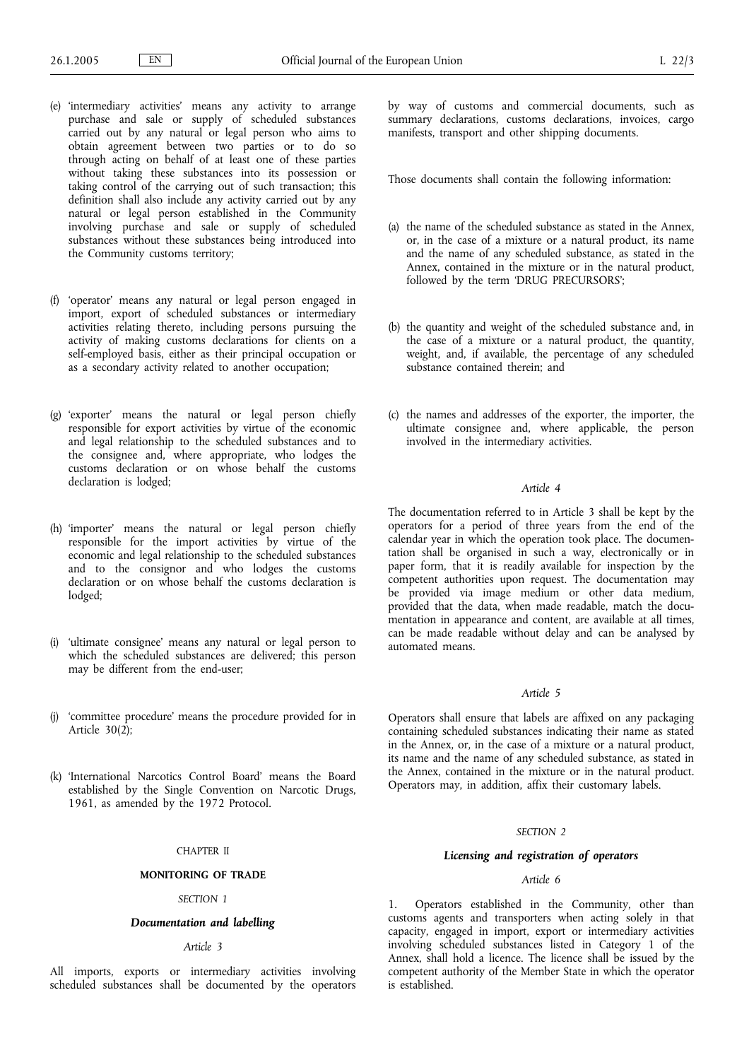(e) 'intermediary activities' means any activity to arrange purchase and sale or supply of scheduled substances carried out by any natural or legal person who aims to obtain agreement between two parties or to do so through acting on behalf of at least one of these parties without taking these substances into its possession or taking control of the carrying out of such transaction; this definition shall also include any activity carried out by any natural or legal person established in the Community involving purchase and sale or supply of scheduled substances without these substances being introduced into the Community customs territory;

(f) 'operator' means any natural or legal person engaged in import, export of scheduled substances or intermediary activities relating thereto, including persons pursuing the activity of making customs declarations for clients on a self-employed basis, either as their principal occupation or as a secondary activity related to another occupation;

(g) 'exporter' means the natural or legal person chiefly responsible for export activities by virtue of the economic and legal relationship to the scheduled substances and to the consignee and, where appropriate, who lodges the customs declaration or on whose behalf the customs declaration is lodged;

(h) 'importer' means the natural or legal person chiefly responsible for the import activities by virtue of the economic and legal relationship to the scheduled substances and to the consignor and who lodges the customs declaration or on whose behalf the customs declaration is lodged;

(i) 'ultimate consignee' means any natural or legal person to which the scheduled substances are delivered; this person may be different from the end-user;

(j) 'committee procedure' means the procedure provided for in Article 30(2);

(k) 'International Narcotics Control Board' means the Board established by the Single Convention on Narcotic Drugs, 1961, as amended by the 1972 Protocol.

## CHAPTER II

## MONITORING OF TRADE

### SECTION 1

### *Documentation and labelling*

*Article 3*

All imports, exports or intermediary activities involving scheduled substances shall be documented by the operators by way of customs and commercial documents, such as summary declarations, customs declarations, invoices, cargo manifests, transport and other shipping documents.

Those documents shall contain the following information:

(a) the name of the scheduled substance as stated in the Annex, or, in the case of a mixture or a natural product, its name and the name of any scheduled substance, as stated in the Annex, contained in the mixture or in the natural product, followed by the term 'DRUG PRECURSORS';

(b) the quantity and weight of the scheduled substance and, in the case of a mixture or a natural product, the quantity, weight, and, if available, the percentage of any scheduled substance contained therein; and

(c) the names and addresses of the exporter, the importer, the ultimate consignee and, where applicable, the person involved in the intermediary activities.

*Article 4*

The documentation referred to in Article 3 shall be kept by the operators for a period of three years from the end of the calendar year in which the operation took place. The documentation shall be organised in such a way, electronically or in paper form, that it is readily available for inspection by the competent authorities upon request. The documentation may be provided via image medium or other data medium, provided that the data, when made readable, match the documentation in appearance and content, are available at all times, can be made readable without delay and can be analysed by automated means.

*Article 5*

Operators shall ensure that labels are affixed on any packaging containing scheduled substances indicating their name as stated in the Annex, or, in the case of a mixture or a natural product, its name and the name of any scheduled substance, as stated in the Annex, contained in the mixture or in the natural product. Operators may, in addition, affix their customary labels.

### SECTION 2

### *Licensing and registration of operators*

*Article 6*

1. Operators established in the Community, other than customs agents and transporters when acting solely in that capacity, engaged in import, export or intermediary activities involving scheduled substances listed in Category 1 of the Annex, shall hold a licence. The licence shall be issued by the competent authority of the Member State in which the operator is established.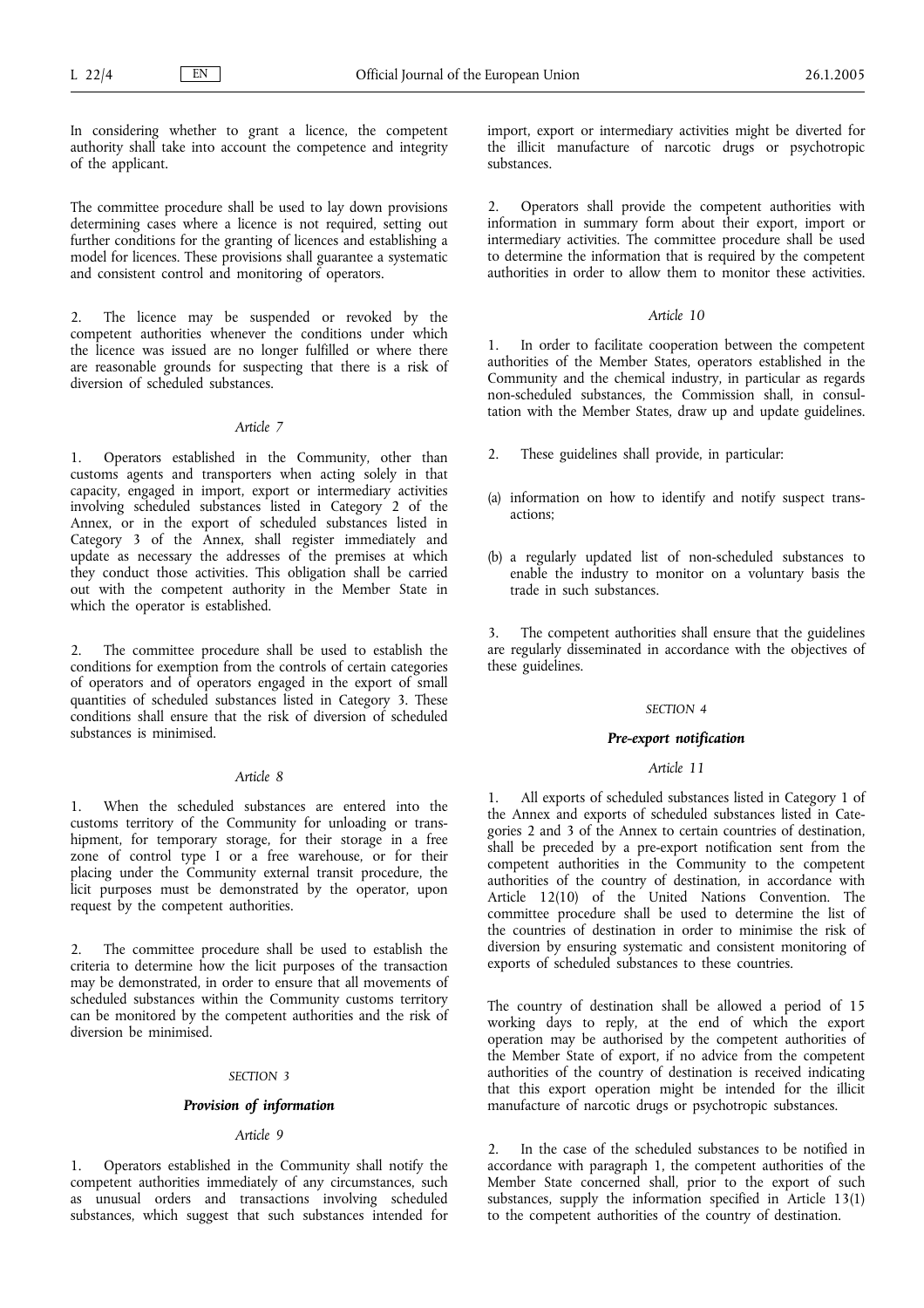In considering whether to grant a licence, the competent authority shall take into account the competence and integrity of the applicant.

The committee procedure shall be used to lay down provisions determining cases where a licence is not required, setting out further conditions for the granting of licences and establishing a model for licences. These provisions shall guarantee a systematic and consistent control and monitoring of operators.

2. The licence may be suspended or revoked by the competent authorities whenever the conditions under which the licence was issued are no longer fulfilled or where there are reasonable grounds for suspecting that there is a risk of diversion of scheduled substances.

*Article 7*

1. Operators established in the Community, other than customs agents and transporters when acting solely in that capacity, engaged in import, export or intermediary activities involving scheduled substances listed in Category 2 of the Annex, or in the export of scheduled substances listed in Category 3 of the Annex, shall register immediately and update as necessary the addresses of the premises at which they conduct those activities. This obligation shall be carried out with the competent authority in the Member State in which the operator is established.

2. The committee procedure shall be used to establish the conditions for exemption from the controls of certain categories of operators and of operators engaged in the export of small quantities of scheduled substances listed in Category 3. These conditions shall ensure that the risk of diversion of scheduled substances is minimised.

*Article 8*

1. When the scheduled substances are entered into the customs territory of the Community for unloading or transhipment, for temporary storage, for their storage in a free zone of control type I or a free warehouse, or for their placing under the Community external transit procedure, the licit purposes must be demonstrated by the operator, upon request by the competent authorities.

2. The committee procedure shall be used to establish the criteria to determine how the licit purposes of the transaction may be demonstrated, in order to ensure that all movements of scheduled substances within the Community customs territory can be monitored by the competent authorities and the risk of diversion be minimised.

SECTION 3

***Provision of information***

*Article 9*

1. Operators established in the Community shall notify the competent authorities immediately of any circumstances, such as unusual orders and transactions involving scheduled substances, which suggest that such substances intended for import, export or intermediary activities might be diverted for the illicit manufacture of narcotic drugs or psychotropic substances.

2. Operators shall provide the competent authorities with information in summary form about their export, import or intermediary activities. The committee procedure shall be used to determine the information that is required by the competent authorities in order to allow them to monitor these activities.

*Article 10*

1. In order to facilitate cooperation between the competent authorities of the Member States, operators established in the Community and the chemical industry, in particular as regards non-scheduled substances, the Commission shall, in consultation with the Member States, draw up and update guidelines.

2. These guidelines shall provide, in particular:

(a) information on how to identify and notify suspect transactions;

(b) a regularly updated list of non-scheduled substances to enable the industry to monitor on a voluntary basis the trade in such substances.

3. The competent authorities shall ensure that the guidelines are regularly disseminated in accordance with the objectives of these guidelines.

SECTION 4

***Pre-export notification***

*Article 11*

1. All exports of scheduled substances listed in Category 1 of the Annex and exports of scheduled substances listed in Categories 2 and 3 of the Annex to certain countries of destination, shall be preceded by a pre-export notification sent from the competent authorities in the Community to the competent authorities of the country of destination, in accordance with Article 12(10) of the United Nations Convention. The committee procedure shall be used to determine the list of the countries of destination in order to minimise the risk of diversion by ensuring systematic and consistent monitoring of exports of scheduled substances to these countries.

The country of destination shall be allowed a period of 15 working days to reply, at the end of which the export operation may be authorised by the competent authorities of the Member State of export, if no advice from the competent authorities of the country of destination is received indicating that this export operation might be intended for the illicit manufacture of narcotic drugs or psychotropic substances.

2. In the case of the scheduled substances to be notified in accordance with paragraph 1, the competent authorities of the Member State concerned shall, prior to the export of such substances, supply the information specified in Article 13(1) to the competent authorities of the country of destination.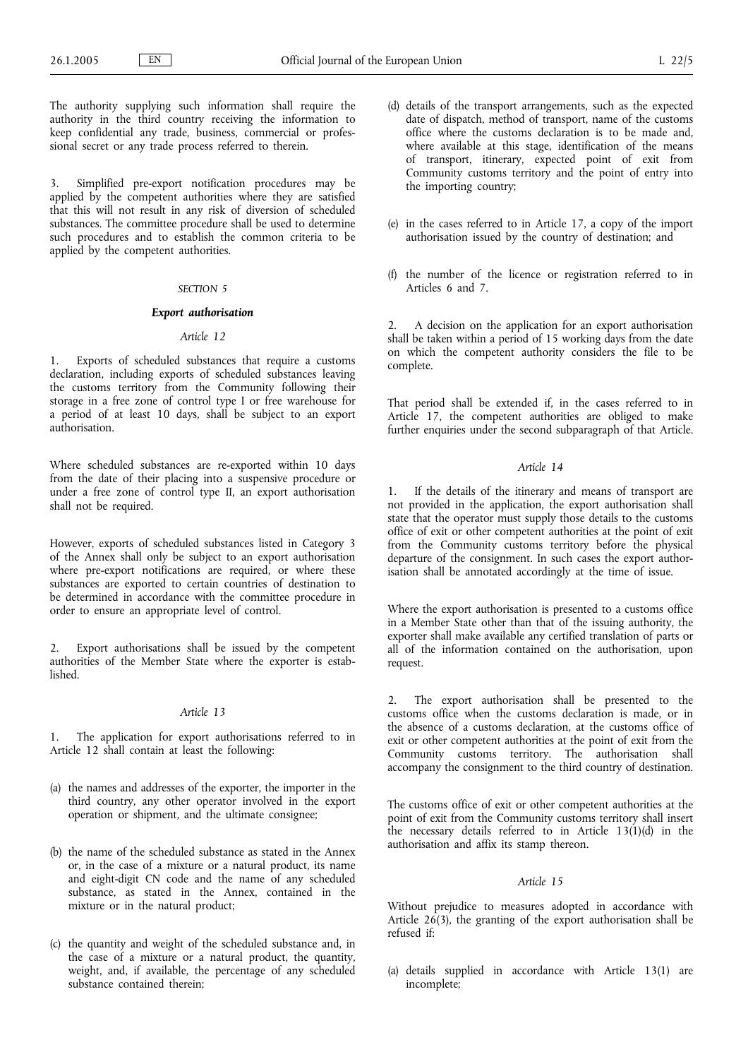The authority supplying such information shall require the authority in the third country receiving the information to keep confidential any trade, business, commercial or professional secret or any trade process referred to therein.

3. Simplified pre-export notification procedures may be applied by the competent authorities where they are satisfied that this will not result in any risk of diversion of scheduled substances. The committee procedure shall be used to determine such procedures and to establish the common criteria to be applied by the competent authorities.

*SECTION 5*

***Export authorisation***

*Article 12*

1. Exports of scheduled substances that require a customs declaration, including exports of scheduled substances leaving the customs territory from the Community following their storage in a free zone of control type I or free warehouse for a period of at least 10 days, shall be subject to an export authorisation.

Where scheduled substances are re-exported within 10 days from the date of their placing into a suspensive procedure or under a free zone of control type II, an export authorisation shall not be required.

However, exports of scheduled substances listed in Category 3 of the Annex shall only be subject to an export authorisation where pre-export notifications are required, or where these substances are exported to certain countries of destination to be determined in accordance with the committee procedure in order to ensure an appropriate level of control.

2. Export authorisations shall be issued by the competent authorities of the Member State where the exporter is established.

*Article 13*

1. The application for export authorisations referred to in Article 12 shall contain at least the following:

(a) the names and addresses of the exporter, the importer in the third country, any other operator involved in the export operation or shipment, and the ultimate consignee;

(b) the name of the scheduled substance as stated in the Annex or, in the case of a mixture or a natural product, its name and eight-digit CN code and the name of any scheduled substance, as stated in the Annex, contained in the mixture or in the natural product;

(c) the quantity and weight of the scheduled substance and, in the case of a mixture or a natural product, the quantity, weight, and, if available, the percentage of any scheduled substance contained therein;

(d) details of the transport arrangements, such as the expected date of dispatch, method of transport, name of the customs office where the customs declaration is to be made and, where available at this stage, identification of the means of transport, itinerary, expected point of exit from Community customs territory and the point of entry into the importing country;

(e) in the cases referred to in Article 17, a copy of the import authorisation issued by the country of destination; and

(f) the number of the licence or registration referred to in Articles 6 and 7.

2. A decision on the application for an export authorisation shall be taken within a period of 15 working days from the date on which the competent authority considers the file to be complete.

That period shall be extended if, in the cases referred to in Article 17, the competent authorities are obliged to make further enquiries under the second subparagraph of that Article.

*Article 14*

1. If the details of the itinerary and means of transport are not provided in the application, the export authorisation shall state that the operator must supply those details to the customs office of exit or other competent authorities at the point of exit from the Community customs territory before the physical departure of the consignment. In such cases the export authorisation shall be annotated accordingly at the time of issue.

Where the export authorisation is presented to a customs office in a Member State other than that of the issuing authority, the exporter shall make available any certified translation of parts or all of the information contained on the authorisation, upon request.

2. The export authorisation shall be presented to the customs office when the customs declaration is made, or in the absence of a customs declaration, at the customs office of exit or other competent authorities at the point of exit from the Community customs territory. The authorisation shall accompany the consignment to the third country of destination.

The customs office of exit or other competent authorities at the point of exit from the Community customs territory shall insert the necessary details referred to in Article 13(1)(d) in the authorisation and affix its stamp thereon.

*Article 15*

Without prejudice to measures adopted in accordance with Article 26(3), the granting of the export authorisation shall be refused if:

(a) details supplied in accordance with Article 13(1) are incomplete;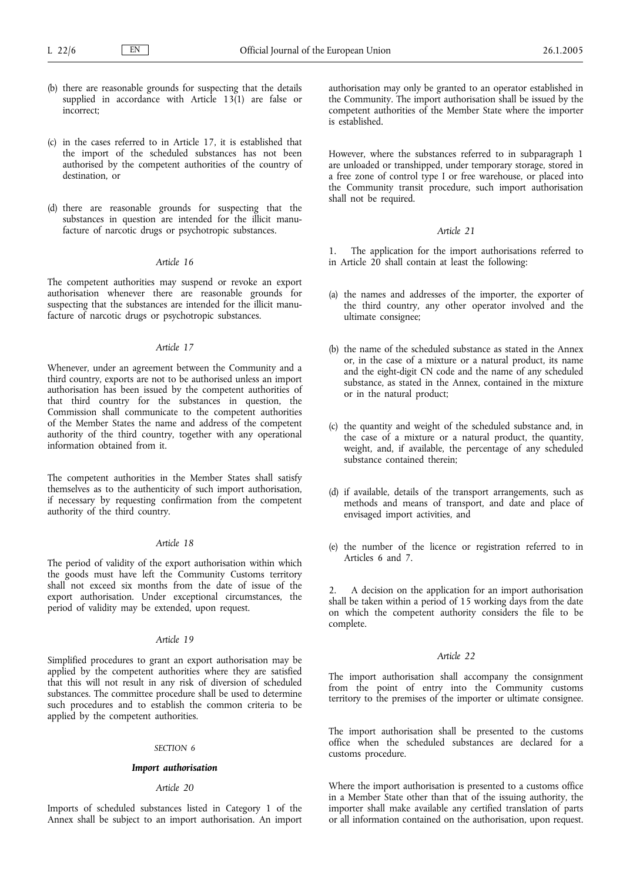(b) there are reasonable grounds for suspecting that the details supplied in accordance with Article 13(1) are false or incorrect;

(c) in the cases referred to in Article 17, it is established that the import of the scheduled substances has not been authorised by the competent authorities of the country of destination, or

(d) there are reasonable grounds for suspecting that the substances in question are intended for the illicit manufacture of narcotic drugs or psychotropic substances.

*Article 16*

The competent authorities may suspend or revoke an export authorisation whenever there are reasonable grounds for suspecting that the substances are intended for the illicit manufacture of narcotic drugs or psychotropic substances.

*Article 17*

Whenever, under an agreement between the Community and a third country, exports are not to be authorised unless an import authorisation has been issued by the competent authorities of that third country for the substances in question, the Commission shall communicate to the competent authorities of the Member States the name and address of the competent authority of the third country, together with any operational information obtained from it.

The competent authorities in the Member States shall satisfy themselves as to the authenticity of such import authorisation, if necessary by requesting confirmation from the competent authority of the third country.

*Article 18*

The period of validity of the export authorisation within which the goods must have left the Community Customs territory shall not exceed six months from the date of issue of the export authorisation. Under exceptional circumstances, the period of validity may be extended, upon request.

*Article 19*

Simplified procedures to grant an export authorisation may be applied by the competent authorities where they are satisfied that this will not result in any risk of diversion of scheduled substances. The committee procedure shall be used to determine such procedures and to establish the common criteria to be applied by the competent authorities.

SECTION 6

***Import authorisation***

*Article 20*

Imports of scheduled substances listed in Category 1 of the Annex shall be subject to an import authorisation. An import authorisation may only be granted to an operator established in the Community. The import authorisation shall be issued by the competent authorities of the Member State where the importer is established.

However, where the substances referred to in subparagraph 1 are unloaded or transhipped, under temporary storage, stored in a free zone of control type I or free warehouse, or placed into the Community transit procedure, such import authorisation shall not be required.

*Article 21*

1. The application for the import authorisations referred to in Article 20 shall contain at least the following:

(a) the names and addresses of the importer, the exporter of the third country, any other operator involved and the ultimate consignee;

(b) the name of the scheduled substance as stated in the Annex or, in the case of a mixture or a natural product, its name and the eight-digit CN code and the name of any scheduled substance, as stated in the Annex, contained in the mixture or in the natural product;

(c) the quantity and weight of the scheduled substance and, in the case of a mixture or a natural product, the quantity, weight, and, if available, the percentage of any scheduled substance contained therein;

(d) if available, details of the transport arrangements, such as methods and means of transport, and date and place of envisaged import activities, and

(e) the number of the licence or registration referred to in Articles 6 and 7.

2. A decision on the application for an import authorisation shall be taken within a period of 15 working days from the date on which the competent authority considers the file to be complete.

*Article 22*

The import authorisation shall accompany the consignment from the point of entry into the Community customs territory to the premises of the importer or ultimate consignee.

The import authorisation shall be presented to the customs office when the scheduled substances are declared for a customs procedure.

Where the import authorisation is presented to a customs office in a Member State other than that of the issuing authority, the importer shall make available any certified translation of parts or all information contained on the authorisation, upon request.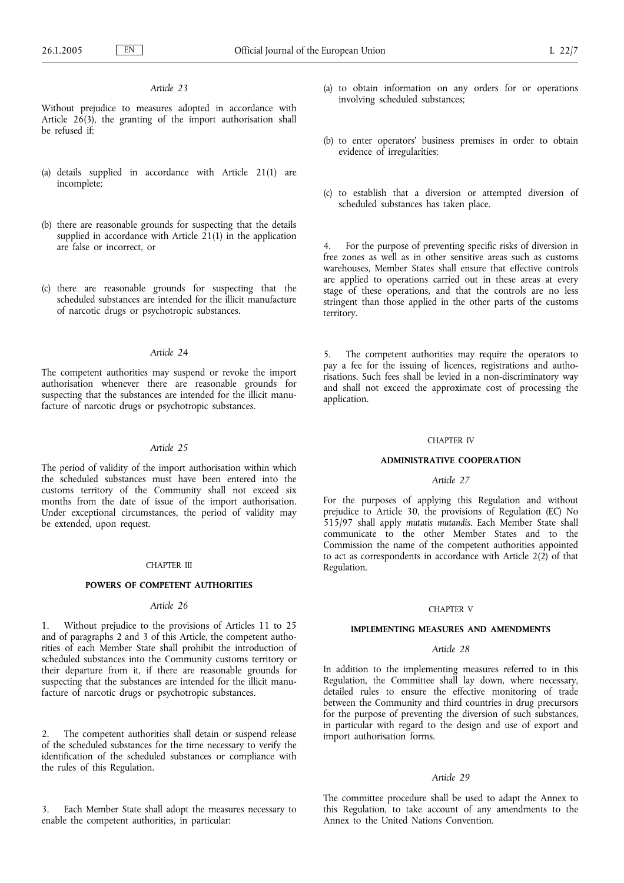### Article 23

Without prejudice to measures adopted in accordance with Article 26(3), the granting of the import authorisation shall be refused if:

(a) details supplied in accordance with Article 21(1) are incomplete;

(b) there are reasonable grounds for suspecting that the details supplied in accordance with Article 21(1) in the application are false or incorrect, or

(c) there are reasonable grounds for suspecting that the scheduled substances are intended for the illicit manufacture of narcotic drugs or psychotropic substances.

### Article 24

The competent authorities may suspend or revoke the import authorisation whenever there are reasonable grounds for suspecting that the substances are intended for the illicit manufacture of narcotic drugs or psychotropic substances.

### Article 25

The period of validity of the import authorisation within which the scheduled substances must have been entered into the customs territory of the Community shall not exceed six months from the date of issue of the import authorisation. Under exceptional circumstances, the period of validity may be extended, upon request.

## CHAPTER III

## POWERS OF COMPETENT AUTHORITIES

### Article 26

1. Without prejudice to the provisions of Articles 11 to 25 and of paragraphs 2 and 3 of this Article, the competent authorities of each Member State shall prohibit the introduction of scheduled substances into the Community customs territory or their departure from it, if there are reasonable grounds for suspecting that the substances are intended for the illicit manufacture of narcotic drugs or psychotropic substances.

2. The competent authorities shall detain or suspend release of the scheduled substances for the time necessary to verify the identification of the scheduled substances or compliance with the rules of this Regulation.

3. Each Member State shall adopt the measures necessary to enable the competent authorities, in particular:

(a) to obtain information on any orders for or operations involving scheduled substances;

(b) to enter operators' business premises in order to obtain evidence of irregularities;

(c) to establish that a diversion or attempted diversion of scheduled substances has taken place.

4. For the purpose of preventing specific risks of diversion in free zones as well as in other sensitive areas such as customs warehouses, Member States shall ensure that effective controls are applied to operations carried out in these areas at every stage of these operations, and that the controls are no less stringent than those applied in the other parts of the customs territory.

5. The competent authorities may require the operators to pay a fee for the issuing of licences, registrations and authorisations. Such fees shall be levied in a non-discriminatory way and shall not exceed the approximate cost of processing the application.

## CHAPTER IV

## ADMINISTRATIVE COOPERATION

### Article 27

For the purposes of applying this Regulation and without prejudice to Article 30, the provisions of Regulation (EC) No 515/97 shall apply *mutatis mutandis*. Each Member State shall communicate to the other Member States and to the Commission the name of the competent authorities appointed to act as correspondents in accordance with Article 2(2) of that Regulation.

## CHAPTER V

## IMPLEMENTING MEASURES AND AMENDMENTS

### Article 28

In addition to the implementing measures referred to in this Regulation, the Committee shall lay down, where necessary, detailed rules to ensure the effective monitoring of trade between the Community and third countries in drug precursors for the purpose of preventing the diversion of such substances, in particular with regard to the design and use of export and import authorisation forms.

### Article 29

The committee procedure shall be used to adapt the Annex to this Regulation, to take account of any amendments to the Annex to the United Nations Convention.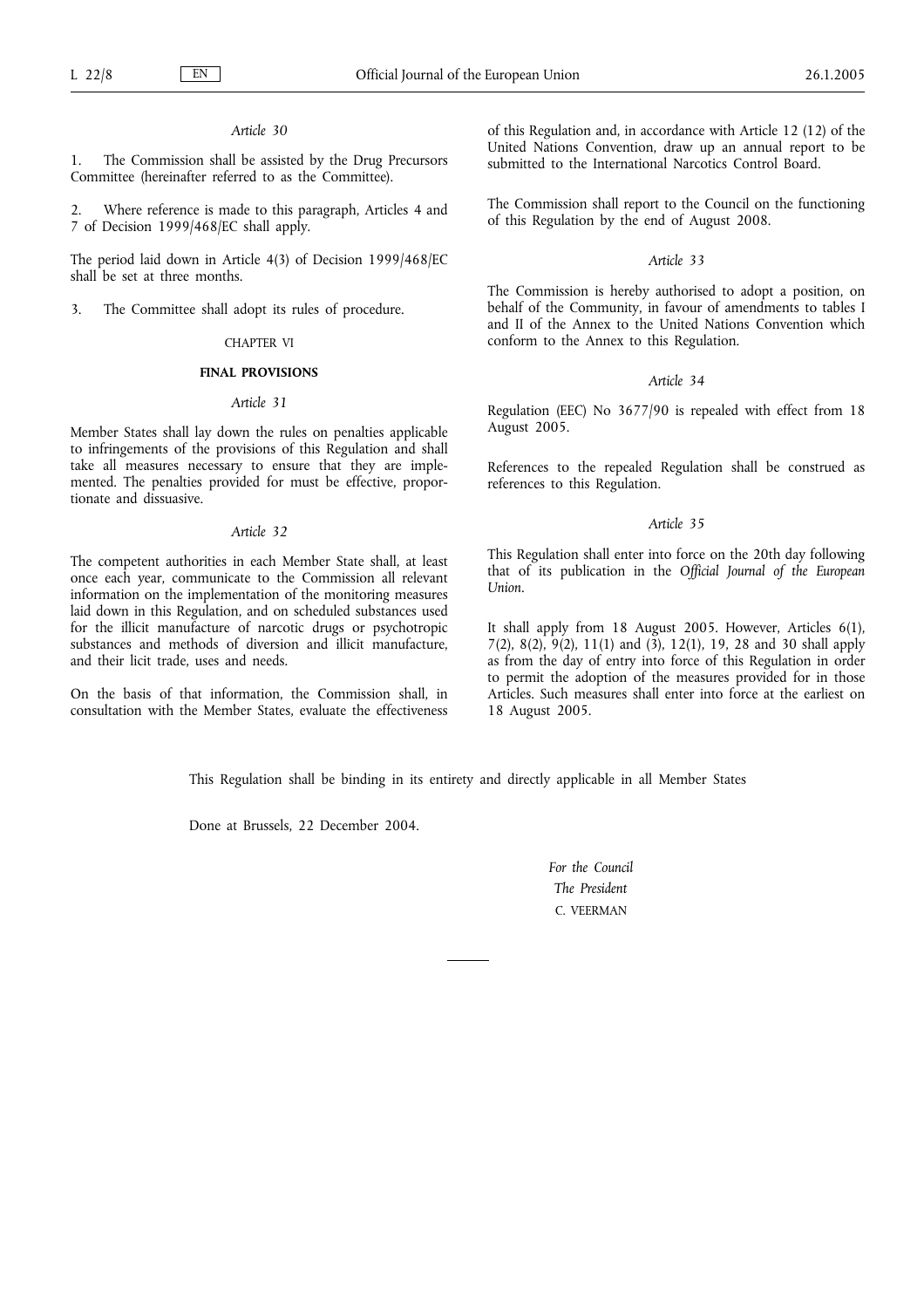*Article 30*

1. The Commission shall be assisted by the Drug Precursors Committee (hereinafter referred to as the Committee).

2. Where reference is made to this paragraph, Articles 4 and 7 of Decision 1999/468/EC shall apply.

The period laid down in Article 4(3) of Decision 1999/468/EC shall be set at three months.

3. The Committee shall adopt its rules of procedure.

CHAPTER VI

**FINAL PROVISIONS**

*Article 31*

Member States shall lay down the rules on penalties applicable to infringements of the provisions of this Regulation and shall take all measures necessary to ensure that they are implemented. The penalties provided for must be effective, proportionate and dissuasive.

*Article 32*

The competent authorities in each Member State shall, at least once each year, communicate to the Commission all relevant information on the implementation of the monitoring measures laid down in this Regulation, and on scheduled substances used for the illicit manufacture of narcotic drugs or psychotropic substances and methods of diversion and illicit manufacture, and their licit trade, uses and needs.

On the basis of that information, the Commission shall, in consultation with the Member States, evaluate the effectiveness of this Regulation and, in accordance with Article 12 (12) of the United Nations Convention, draw up an annual report to be submitted to the International Narcotics Control Board.

The Commission shall report to the Council on the functioning of this Regulation by the end of August 2008.

*Article 33*

The Commission is hereby authorised to adopt a position, on behalf of the Community, in favour of amendments to tables I and II of the Annex to the United Nations Convention which conform to the Annex to this Regulation.

*Article 34*

Regulation (EEC) No 3677/90 is repealed with effect from 18 August 2005.

References to the repealed Regulation shall be construed as references to this Regulation.

*Article 35*

This Regulation shall enter into force on the 20th day following that of its publication in the *Official Journal of the European Union*.

It shall apply from 18 August 2005. However, Articles 6(1), 7(2), 8(2), 9(2), 11(1) and (3), 12(1), 19, 28 and 30 shall apply as from the day of entry into force of this Regulation in order to permit the adoption of the measures provided for in those Articles. Such measures shall enter into force at the earliest on 18 August 2005.

This Regulation shall be binding in its entirety and directly applicable in all Member States

Done at Brussels, 22 December 2004.

*For the Council*

*The President*

C. VEERMAN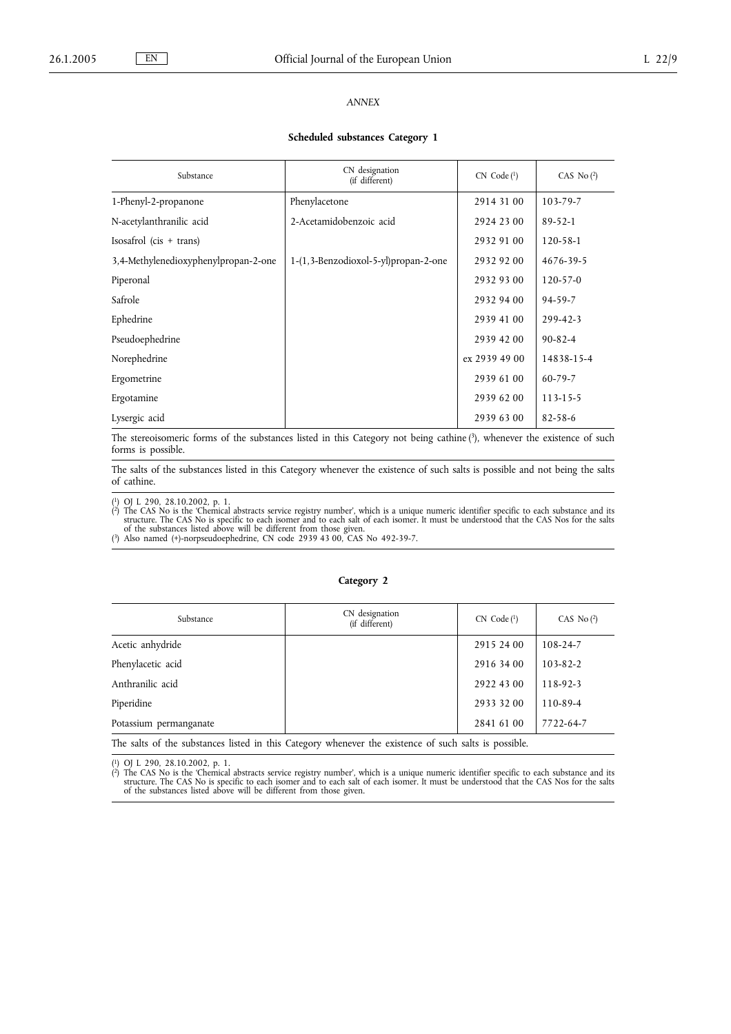*ANNEX*

**Scheduled substances Category 1**

| Substance | CN designation (if different) | CN Code [1] | CAS No [2] |
|---|---|---|---|
| 1-Phenyl-2-propanone | Phenylacetone | 2914 31 00 | 103-79-7 |
| N-acetylanthranilic acid | 2-Acetamidobenzoic acid | 2924 23 00 | 89-52-1 |
| Isosafrol (cis + trans) | | 2932 91 00 | 120-58-1 |
| 3,4-Methylenedioxyphenylpropan-2-one | 1-(1,3-Benzodioxol-5-yl)propan-2-one | 2932 92 00 | 4676-39-5 |
| Piperonal | | 2932 93 00 | 120-57-0 |
| Safrole | | 2932 94 00 | 94-59-7 |
| Ephedrine | | 2939 41 00 | 299-42-3 |
| Pseudoephedrine | | 2939 42 00 | 90-82-4 |
| Norephedrine | | ex 2939 49 00 | 14838-15-4 |
| Ergometrine | | 2939 61 00 | 60-79-7 |
| Ergotamine | | 2939 62 00 | 113-15-5 |
| Lysergic acid | | 2939 63 00 | 82-58-6 |

The stereoisomeric forms of the substances listed in this Category not being cathine [3], whenever the existence of such forms is possible.

The salts of the substances listed in this Category whenever the existence of such salts is possible and not being the salts of cathine.

[1] OJ L 290, 28.10.2002, p. 1.
[2] The CAS No is the 'Chemical abstracts service registry number', which is a unique numeric identifier specific to each substance and its structure. The CAS No is specific to each isomer and to each salt of each isomer. It must be understood that the CAS Nos for the salts of the substances listed above will be different from those given.
[3] Also named (+)-norpseudoephedrine, CN code 2939 43 00, CAS No 492-39-7.

**Category 2**

| Substance | CN designation (if different) | CN Code [1] | CAS No [2] |
|---|---|---|---|
| Acetic anhydride | | 2915 24 00 | 108-24-7 |
| Phenylacetic acid | | 2916 34 00 | 103-82-2 |
| Anthranilic acid | | 2922 43 00 | 118-92-3 |
| Piperidine | | 2933 32 00 | 110-89-4 |
| Potassium permanganate | | 2841 61 00 | 7722-64-7 |

The salts of the substances listed in this Category whenever the existence of such salts is possible.

[1] OJ L 290, 28.10.2002, p. 1.
[2] The CAS No is the 'Chemical abstracts service registry number', which is a unique numeric identifier specific to each substance and its structure. The CAS No is specific to each isomer and to each salt of each isomer. It must be understood that the CAS Nos for the salts of the substances listed above will be different from those given.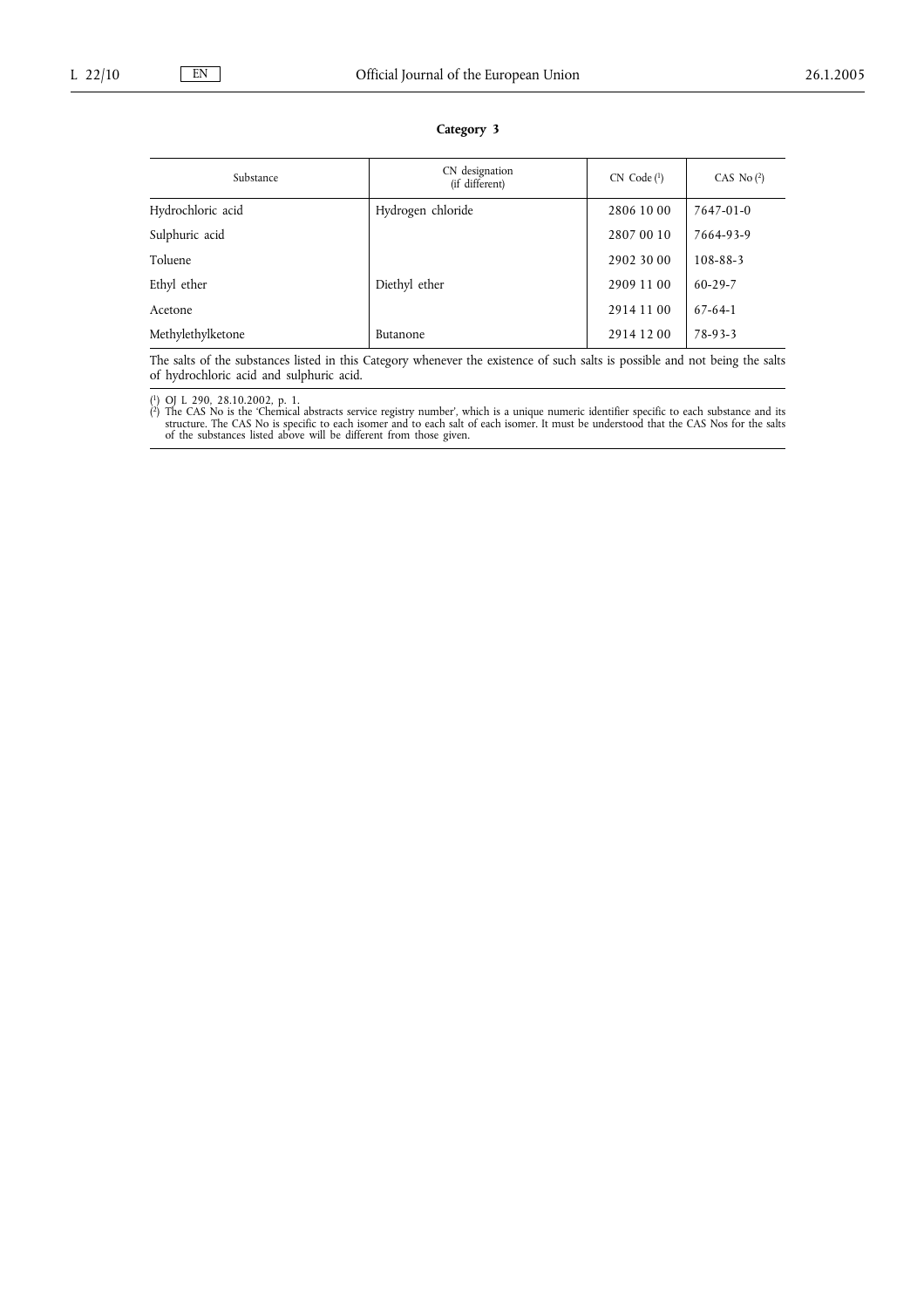**Category 3**

| Substance | CN designation (if different) | CN Code [1] | CAS No [2] |
|---|---|---|---|
| Hydrochloric acid | Hydrogen chloride | 2806 10 00 | 7647-01-0 |
| Sulphuric acid | | 2807 00 10 | 7664-93-9 |
| Toluene | | 2902 30 00 | 108-88-3 |
| Ethyl ether | Diethyl ether | 2909 11 00 | 60-29-7 |
| Acetone | | 2914 11 00 | 67-64-1 |
| Methylethylketone | Butanone | 2914 12 00 | 78-93-3 |

The salts of the substances listed in this Category whenever the existence of such salts is possible and not being the salts of hydrochloric acid and sulphuric acid.

[1] OJ L 290, 28.10.2002, p. 1.
[2] The CAS No is the 'Chemical abstracts service registry number', which is a unique numeric identifier specific to each substance and its structure. The CAS No is specific to each isomer and to each salt of each isomer. It must be understood that the CAS Nos for the salts of the substances listed above will be different from those given.